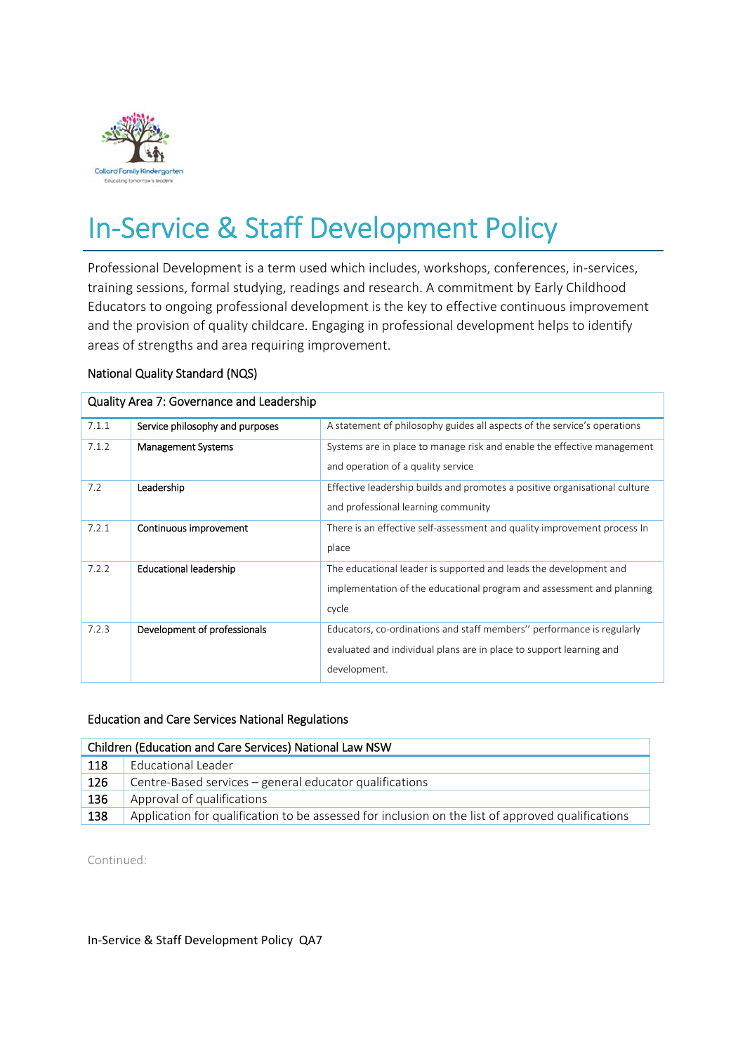# In-Service & Staff Development Policy

Professional Development is a term used which includes, workshops, conferences, in-services, training sessions, formal studying, readings and research. A commitment by Early Childhood Educators to ongoing professional development is the key to effective continuous improvement and the provision of quality childcare. Engaging in professional development helps to identify areas of strengths and area requiring improvement.

National Quality Standard (NQS)

| Quality Area 7: Governance and Leadership | | |
|---|---|---|
| 7.1.1 | Service philosophy and purposes | A statement of philosophy guides all aspects of the service's operations |
| 7.1.2 | Management Systems | Systems are in place to manage risk and enable the effective management and operation of a quality service |
| 7.2 | Leadership | Effective leadership builds and promotes a positive organisational culture and professional learning community |
| 7.2.1 | Continuous improvement | There is an effective self-assessment and quality improvement process In place |
| 7.2.2 | Educational leadership | The educational leader is supported and leads the development and implementation of the educational program and assessment and planning cycle |
| 7.2.3 | Development of professionals | Educators, co-ordinations and staff members'' performance is regularly evaluated and individual plans are in place to support learning and development. |

Education and Care Services National Regulations

| Children (Education and Care Services) National Law NSW | |
|---|---|
| 118 | Educational Leader |
| 126 | Centre-Based services – general educator qualifications |
| 136 | Approval of qualifications |
| 138 | Application for qualification to be assessed for inclusion on the list of approved qualifications |

Continued: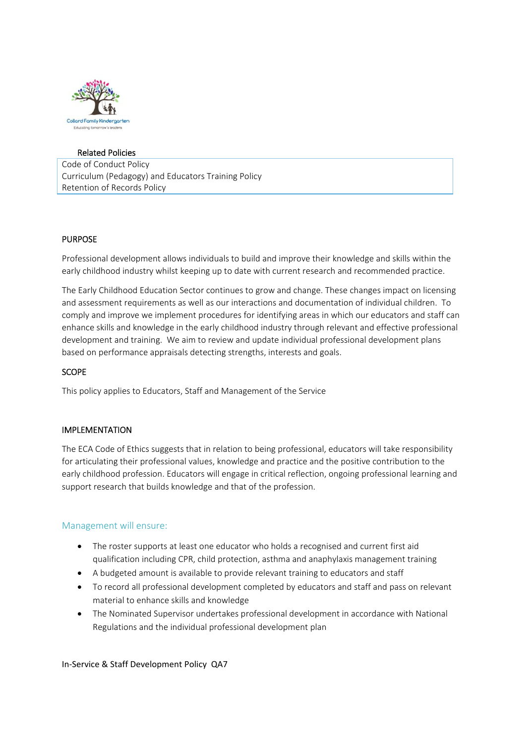Related Policies

| Code of Conduct Policy<br>Curriculum (Pedagogy) and Educators Training Policy<br>Retention of Records Policy |
|---|

## PURPOSE

Professional development allows individuals to build and improve their knowledge and skills within the early childhood industry whilst keeping up to date with current research and recommended practice.

The Early Childhood Education Sector continues to grow and change. These changes impact on licensing and assessment requirements as well as our interactions and documentation of individual children. To comply and improve we implement procedures for identifying areas in which our educators and staff can enhance skills and knowledge in the early childhood industry through relevant and effective professional development and training. We aim to review and update individual professional development plans based on performance appraisals detecting strengths, interests and goals.

## SCOPE

This policy applies to Educators, Staff and Management of the Service

## IMPLEMENTATION

The ECA Code of Ethics suggests that in relation to being professional, educators will take responsibility for articulating their professional values, knowledge and practice and the positive contribution to the early childhood profession. Educators will engage in critical reflection, ongoing professional learning and support research that builds knowledge and that of the profession.

### Management will ensure:

- The roster supports at least one educator who holds a recognised and current first aid qualification including CPR, child protection, asthma and anaphylaxis management training
- A budgeted amount is available to provide relevant training to educators and staff
- To record all professional development completed by educators and staff and pass on relevant material to enhance skills and knowledge
- The Nominated Supervisor undertakes professional development in accordance with National Regulations and the individual professional development plan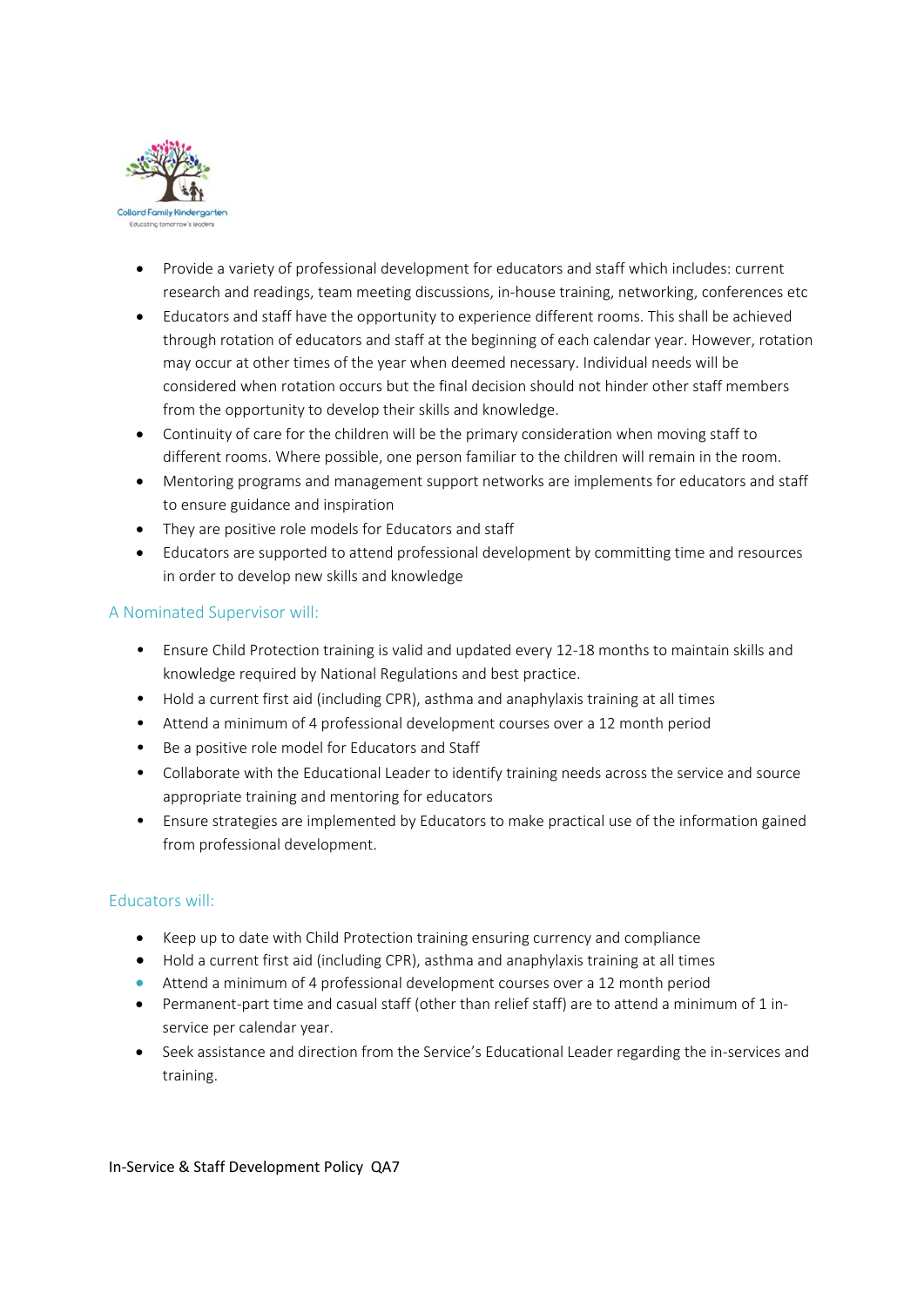- Provide a variety of professional development for educators and staff which includes: current research and readings, team meeting discussions, in-house training, networking, conferences etc
- Educators and staff have the opportunity to experience different rooms. This shall be achieved through rotation of educators and staff at the beginning of each calendar year. However, rotation may occur at other times of the year when deemed necessary. Individual needs will be considered when rotation occurs but the final decision should not hinder other staff members from the opportunity to develop their skills and knowledge.
- Continuity of care for the children will be the primary consideration when moving staff to different rooms. Where possible, one person familiar to the children will remain in the room.
- Mentoring programs and management support networks are implements for educators and staff to ensure guidance and inspiration
- They are positive role models for Educators and staff
- Educators are supported to attend professional development by committing time and resources in order to develop new skills and knowledge

## A Nominated Supervisor will:

- Ensure Child Protection training is valid and updated every 12-18 months to maintain skills and knowledge required by National Regulations and best practice.
- Hold a current first aid (including CPR), asthma and anaphylaxis training at all times
- Attend a minimum of 4 professional development courses over a 12 month period
- Be a positive role model for Educators and Staff
- Collaborate with the Educational Leader to identify training needs across the service and source appropriate training and mentoring for educators
- Ensure strategies are implemented by Educators to make practical use of the information gained from professional development.

## Educators will:

- Keep up to date with Child Protection training ensuring currency and compliance
- Hold a current first aid (including CPR), asthma and anaphylaxis training at all times
- Attend a minimum of 4 professional development courses over a 12 month period
- Permanent-part time and casual staff (other than relief staff) are to attend a minimum of 1 in-service per calendar year.
- Seek assistance and direction from the Service's Educational Leader regarding the in-services and training.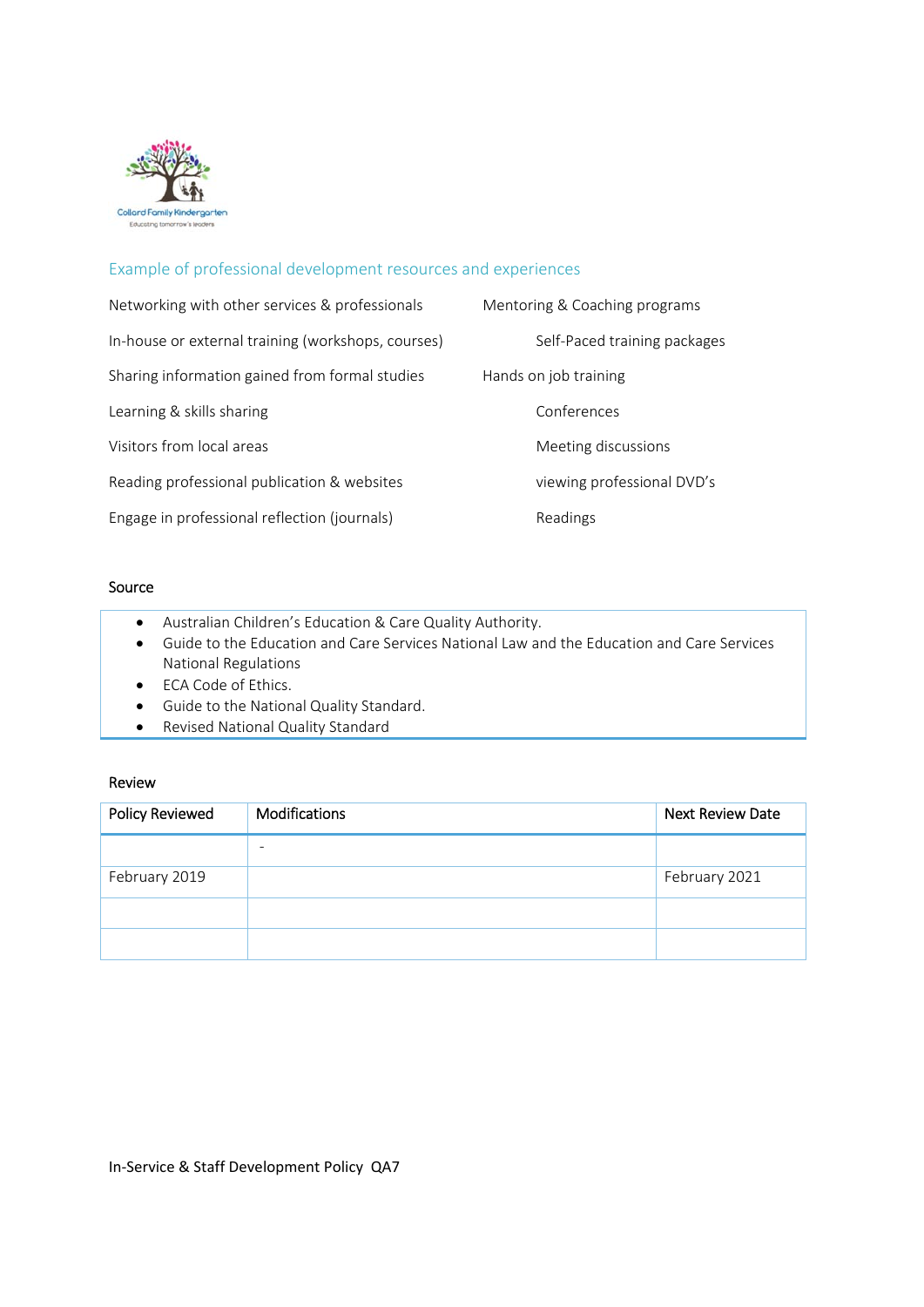## Example of professional development resources and experiences

Networking with other services & professionals

Mentoring & Coaching programs

In-house or external training (workshops, courses)

Self-Paced training packages

Sharing information gained from formal studies

Hands on job training

Learning & skills sharing

Conferences

Visitors from local areas

Meeting discussions

Reading professional publication & websites

viewing professional DVD's

Engage in professional reflection (journals)

Readings

### Source

- Australian Children's Education & Care Quality Authority.
- Guide to the Education and Care Services National Law and the Education and Care Services National Regulations
- ECA Code of Ethics.
- Guide to the National Quality Standard.
- Revised National Quality Standard

### Review

| Policy Reviewed | Modifications | Next Review Date |
|---|---|---|
| | - | |
| February 2019 | | February 2021 |
| | | |
| | | |

In-Service & Staff Development Policy QA7